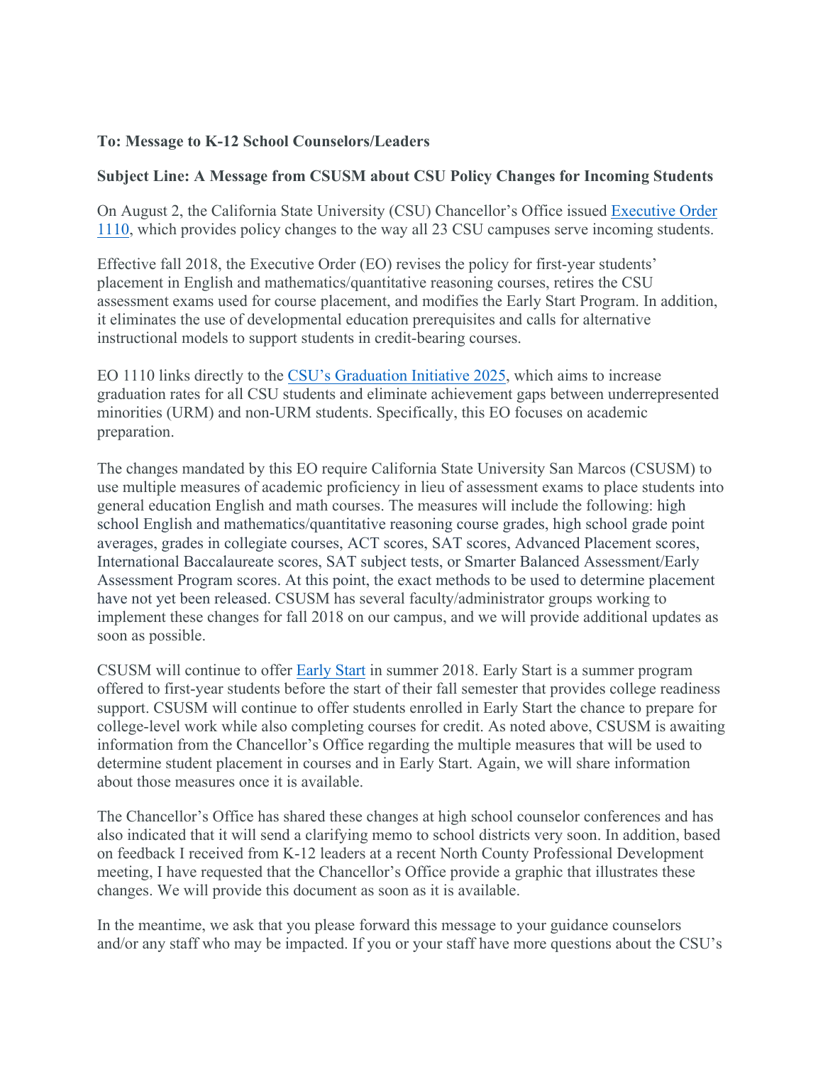**To: Message to K-12 School Counselors/Leaders**

**Subject Line: A Message from CSUSM about CSU Policy Changes for Incoming Students**

On August 2, the California State University (CSU) Chancellor's Office issued [Executive Order 1110](), which provides policy changes to the way all 23 CSU campuses serve incoming students.

Effective fall 2018, the Executive Order (EO) revises the policy for first-year students' placement in English and mathematics/quantitative reasoning courses, retires the CSU assessment exams used for course placement, and modifies the Early Start Program. In addition, it eliminates the use of developmental education prerequisites and calls for alternative instructional models to support students in credit-bearing courses.

EO 1110 links directly to the [CSU's Graduation Initiative 2025](), which aims to increase graduation rates for all CSU students and eliminate achievement gaps between underrepresented minorities (URM) and non-URM students. Specifically, this EO focuses on academic preparation.

The changes mandated by this EO require California State University San Marcos (CSUSM) to use multiple measures of academic proficiency in lieu of assessment exams to place students into general education English and math courses. The measures will include the following: high school English and mathematics/quantitative reasoning course grades, high school grade point averages, grades in collegiate courses, ACT scores, SAT scores, Advanced Placement scores, International Baccalaureate scores, SAT subject tests, or Smarter Balanced Assessment/Early Assessment Program scores. At this point, the exact methods to be used to determine placement have not yet been released. CSUSM has several faculty/administrator groups working to implement these changes for fall 2018 on our campus, and we will provide additional updates as soon as possible.

CSUSM will continue to offer [Early Start]() in summer 2018. Early Start is a summer program offered to first-year students before the start of their fall semester that provides college readiness support. CSUSM will continue to offer students enrolled in Early Start the chance to prepare for college-level work while also completing courses for credit. As noted above, CSUSM is awaiting information from the Chancellor's Office regarding the multiple measures that will be used to determine student placement in courses and in Early Start. Again, we will share information about those measures once it is available.

The Chancellor's Office has shared these changes at high school counselor conferences and has also indicated that it will send a clarifying memo to school districts very soon. In addition, based on feedback I received from K-12 leaders at a recent North County Professional Development meeting, I have requested that the Chancellor's Office provide a graphic that illustrates these changes. We will provide this document as soon as it is available.

In the meantime, we ask that you please forward this message to your guidance counselors and/or any staff who may be impacted. If you or your staff have more questions about the CSU's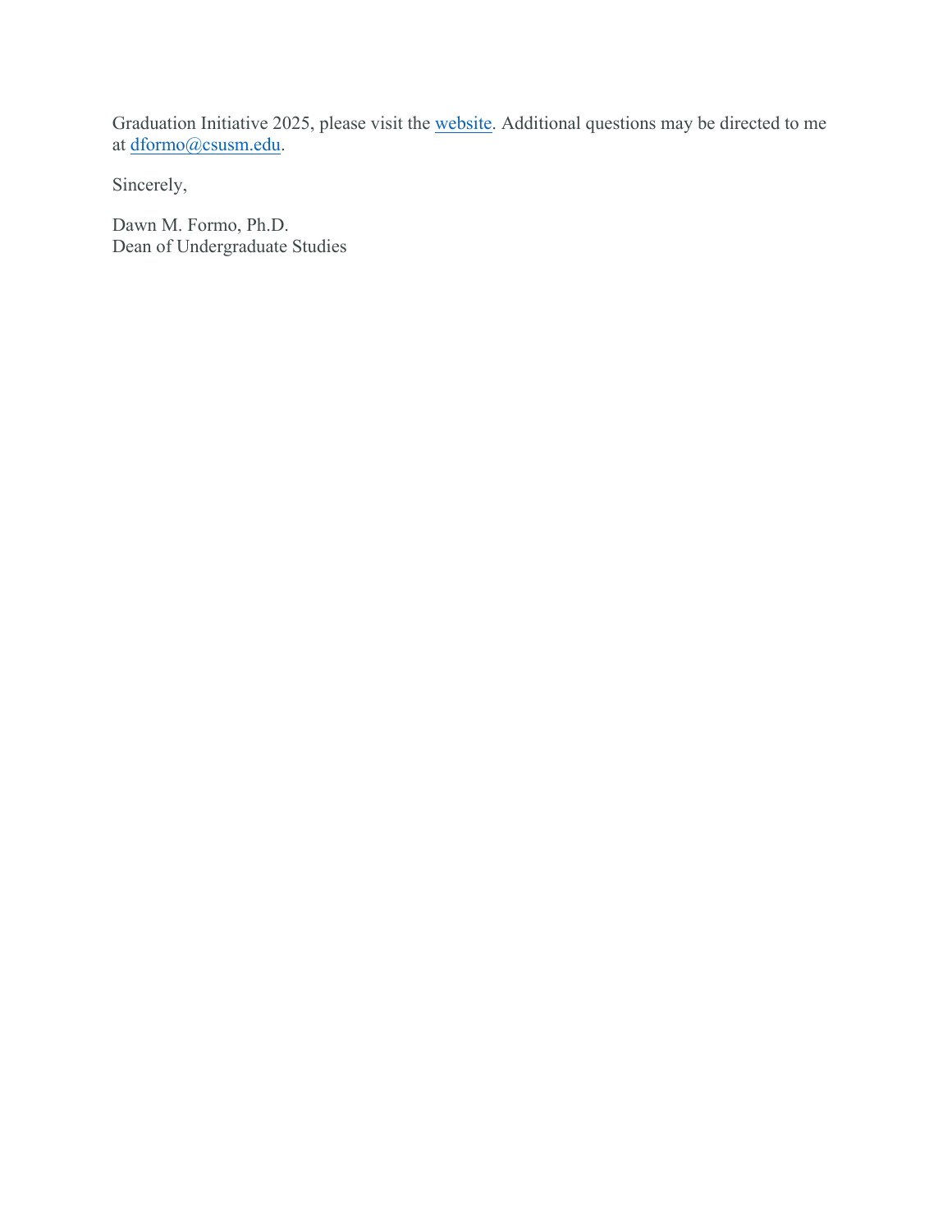Graduation Initiative 2025, please visit the website. Additional questions may be directed to me at dformo@csusm.edu.

Sincerely,

Dawn M. Formo, Ph.D.
Dean of Undergraduate Studies